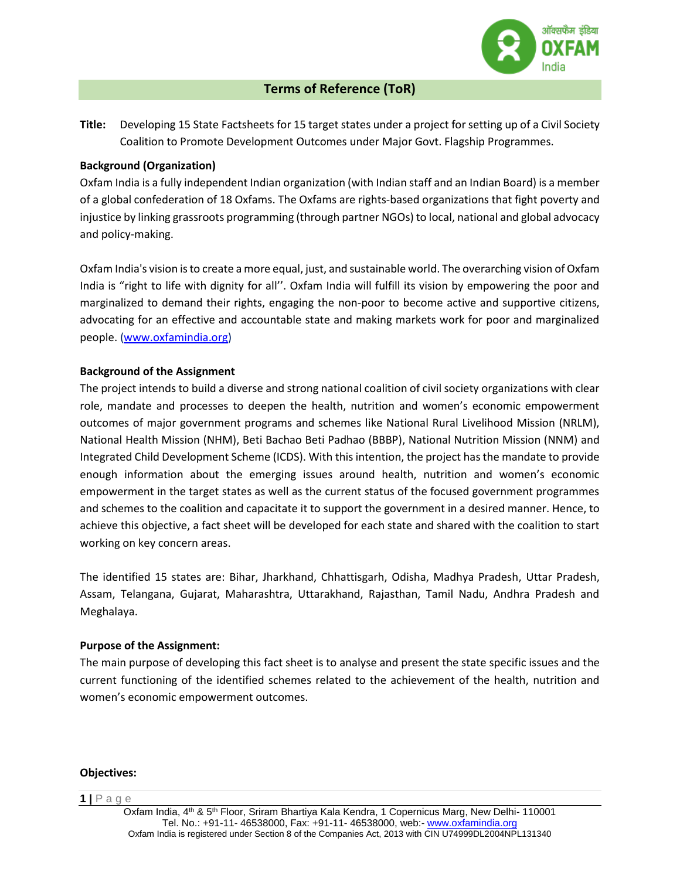# Terms of Reference (ToR)

**Title:** Developing 15 State Factsheets for 15 target states under a project for setting up of a Civil Society Coalition to Promote Development Outcomes under Major Govt. Flagship Programmes.

**Background (Organization)**

Oxfam India is a fully independent Indian organization (with Indian staff and an Indian Board) is a member of a global confederation of 18 Oxfams. The Oxfams are rights-based organizations that fight poverty and injustice by linking grassroots programming (through partner NGOs) to local, national and global advocacy and policy-making.

Oxfam India's vision is to create a more equal, just, and sustainable world. The overarching vision of Oxfam India is "right to life with dignity for all''. Oxfam India will fulfill its vision by empowering the poor and marginalized to demand their rights, engaging the non-poor to become active and supportive citizens, advocating for an effective and accountable state and making markets work for poor and marginalized people. (www.oxfamindia.org)

**Background of the Assignment**

The project intends to build a diverse and strong national coalition of civil society organizations with clear role, mandate and processes to deepen the health, nutrition and women's economic empowerment outcomes of major government programs and schemes like National Rural Livelihood Mission (NRLM), National Health Mission (NHM), Beti Bachao Beti Padhao (BBBP), National Nutrition Mission (NNM) and Integrated Child Development Scheme (ICDS). With this intention, the project has the mandate to provide enough information about the emerging issues around health, nutrition and women's economic empowerment in the target states as well as the current status of the focused government programmes and schemes to the coalition and capacitate it to support the government in a desired manner. Hence, to achieve this objective, a fact sheet will be developed for each state and shared with the coalition to start working on key concern areas.

The identified 15 states are: Bihar, Jharkhand, Chhattisgarh, Odisha, Madhya Pradesh, Uttar Pradesh, Assam, Telangana, Gujarat, Maharashtra, Uttarakhand, Rajasthan, Tamil Nadu, Andhra Pradesh and Meghalaya.

**Purpose of the Assignment:**

The main purpose of developing this fact sheet is to analyse and present the state specific issues and the current functioning of the identified schemes related to the achievement of the health, nutrition and women's economic empowerment outcomes.

**Objectives:**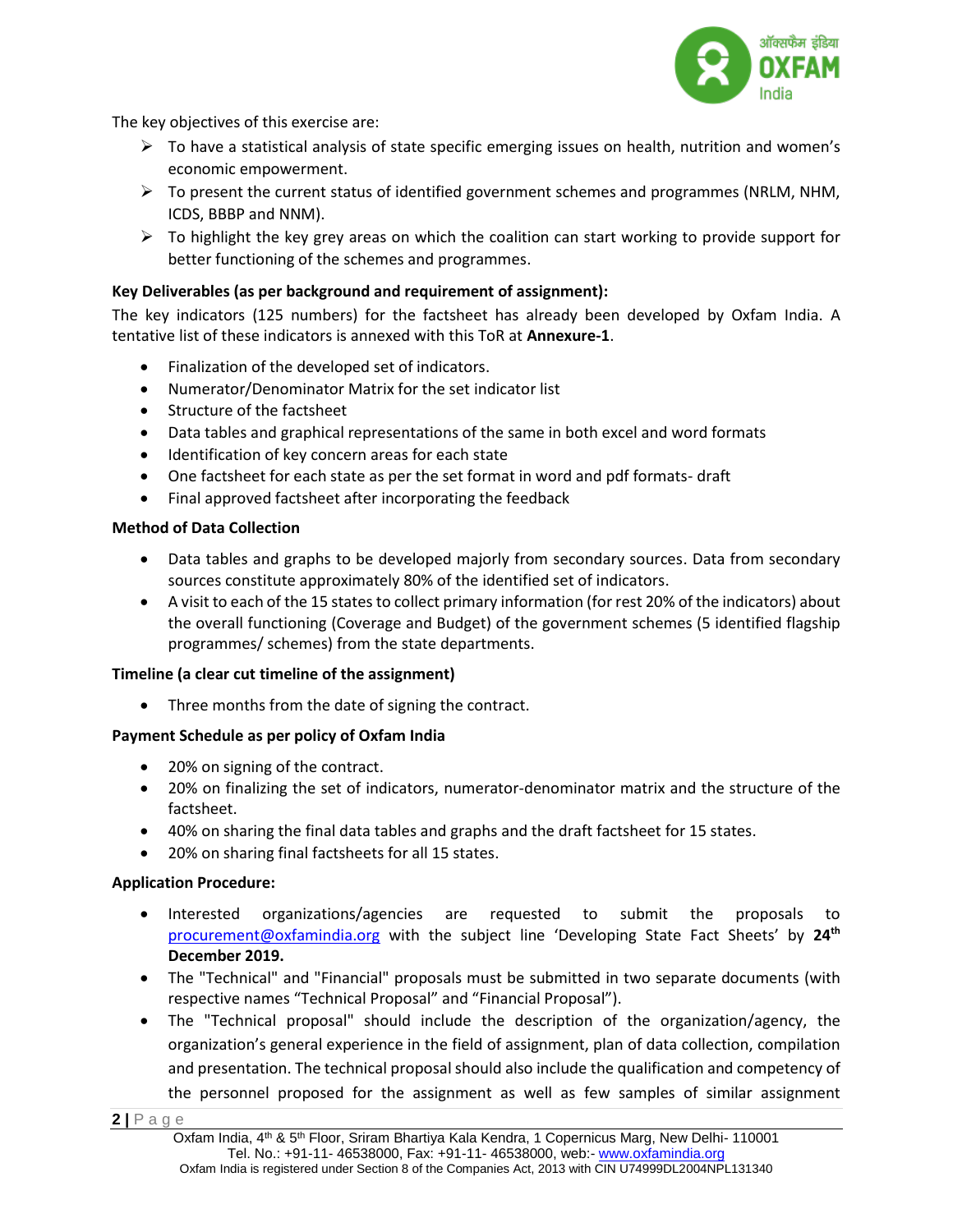The key objectives of this exercise are:

- To have a statistical analysis of state specific emerging issues on health, nutrition and women's economic empowerment.
- To present the current status of identified government schemes and programmes (NRLM, NHM, ICDS, BBBP and NNM).
- To highlight the key grey areas on which the coalition can start working to provide support for better functioning of the schemes and programmes.

**Key Deliverables (as per background and requirement of assignment):**

The key indicators (125 numbers) for the factsheet has already been developed by Oxfam India. A tentative list of these indicators is annexed with this ToR at **Annexure-1**.

- Finalization of the developed set of indicators.
- Numerator/Denominator Matrix for the set indicator list
- Structure of the factsheet
- Data tables and graphical representations of the same in both excel and word formats
- Identification of key concern areas for each state
- One factsheet for each state as per the set format in word and pdf formats- draft
- Final approved factsheet after incorporating the feedback

**Method of Data Collection**

- Data tables and graphs to be developed majorly from secondary sources. Data from secondary sources constitute approximately 80% of the identified set of indicators.
- A visit to each of the 15 states to collect primary information (for rest 20% of the indicators) about the overall functioning (Coverage and Budget) of the government schemes (5 identified flagship programmes/ schemes) from the state departments.

**Timeline (a clear cut timeline of the assignment)**

- Three months from the date of signing the contract.

**Payment Schedule as per policy of Oxfam India**

- 20% on signing of the contract.
- 20% on finalizing the set of indicators, numerator-denominator matrix and the structure of the factsheet.
- 40% on sharing the final data tables and graphs and the draft factsheet for 15 states.
- 20% on sharing final factsheets for all 15 states.

**Application Procedure:**

- Interested organizations/agencies are requested to submit the proposals to procurement@oxfamindia.org with the subject line 'Developing State Fact Sheets' by **24th December 2019.**
- The "Technical" and "Financial" proposals must be submitted in two separate documents (with respective names "Technical Proposal" and "Financial Proposal").
- The "Technical proposal" should include the description of the organization/agency, the organization's general experience in the field of assignment, plan of data collection, compilation and presentation. The technical proposal should also include the qualification and competency of the personnel proposed for the assignment as well as few samples of similar assignment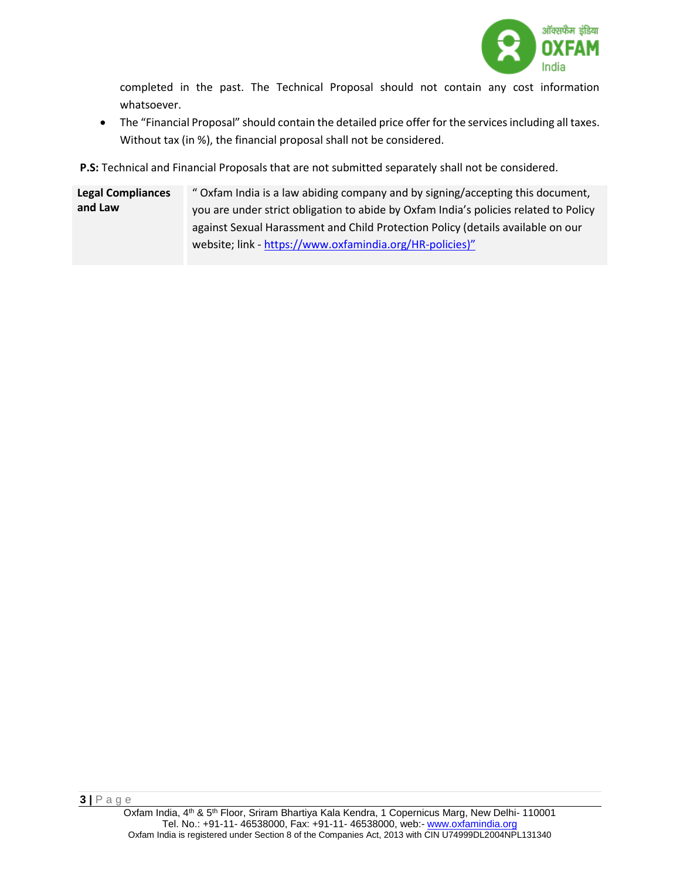completed in the past. The Technical Proposal should not contain any cost information whatsoever.

- The "Financial Proposal" should contain the detailed price offer for the services including all taxes. Without tax (in %), the financial proposal shall not be considered.

**P.S:** Technical and Financial Proposals that are not submitted separately shall not be considered.

| **Legal Compliances and Law** | " Oxfam India is a law abiding company and by signing/accepting this document, you are under strict obligation to abide by Oxfam India's policies related to Policy against Sexual Harassment and Child Protection Policy (details available on our website; link - https://www.oxfamindia.org/HR-policies)" |
|---|---|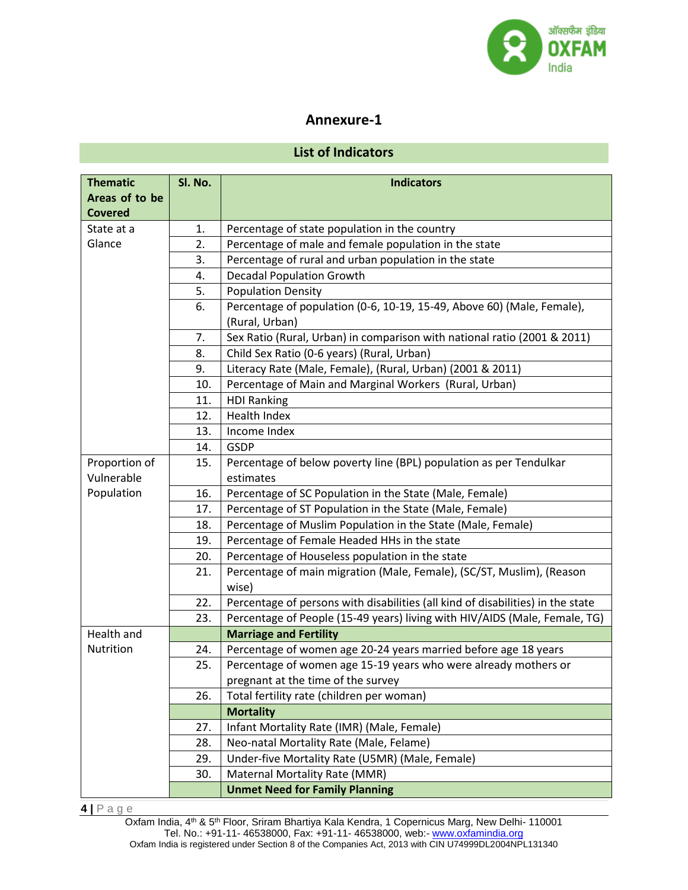## Annexure-1

### List of Indicators

| Thematic Areas of to be Covered | Sl. No. | Indicators |
|---|---|---|
| State at a Glance | 1. | Percentage of state population in the country |
| | 2. | Percentage of male and female population in the state |
| | 3. | Percentage of rural and urban population in the state |
| | 4. | Decadal Population Growth |
| | 5. | Population Density |
| | 6. | Percentage of population (0-6, 10-19, 15-49, Above 60) (Male, Female), (Rural, Urban) |
| | 7. | Sex Ratio (Rural, Urban) in comparison with national ratio (2001 & 2011) |
| | 8. | Child Sex Ratio (0-6 years) (Rural, Urban) |
| | 9. | Literacy Rate (Male, Female), (Rural, Urban) (2001 & 2011) |
| | 10. | Percentage of Main and Marginal Workers (Rural, Urban) |
| | 11. | HDI Ranking |
| | 12. | Health Index |
| | 13. | Income Index |
| | 14. | GSDP |
| Proportion of Vulnerable Population | 15. | Percentage of below poverty line (BPL) population as per Tendulkar estimates |
| | 16. | Percentage of SC Population in the State (Male, Female) |
| | 17. | Percentage of ST Population in the State (Male, Female) |
| | 18. | Percentage of Muslim Population in the State (Male, Female) |
| | 19. | Percentage of Female Headed HHs in the state |
| | 20. | Percentage of Houseless population in the state |
| | 21. | Percentage of main migration (Male, Female), (SC/ST, Muslim), (Reason wise) |
| | 22. | Percentage of persons with disabilities (all kind of disabilities) in the state |
| | 23. | Percentage of People (15-49 years) living with HIV/AIDS (Male, Female, TG) |
| Health and Nutrition | | **Marriage and Fertility** |
| | 24. | Percentage of women age 20-24 years married before age 18 years |
| | 25. | Percentage of women age 15-19 years who were already mothers or pregnant at the time of the survey |
| | 26. | Total fertility rate (children per woman) |
| | | **Mortality** |
| | 27. | Infant Mortality Rate (IMR) (Male, Female) |
| | 28. | Neo-natal Mortality Rate (Male, Felame) |
| | 29. | Under-five Mortality Rate (U5MR) (Male, Female) |
| | 30. | Maternal Mortality Rate (MMR) |
| | | **Unmet Need for Family Planning** |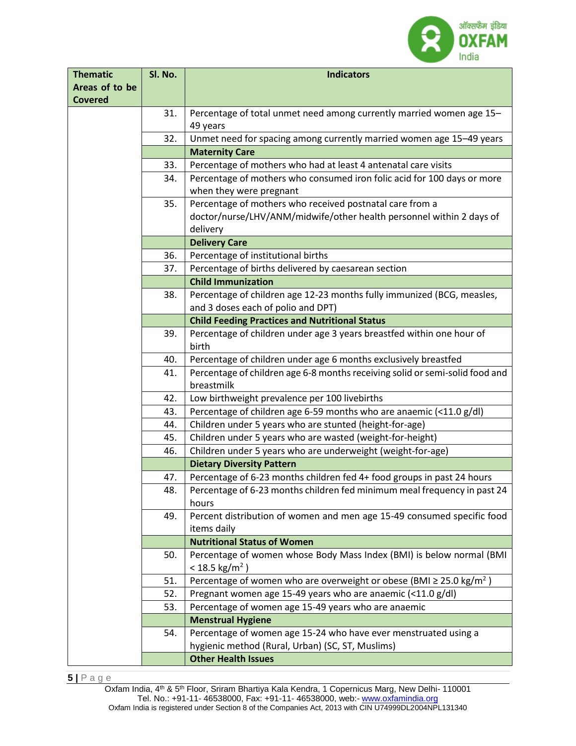| Thematic Areas of to be Covered | Sl. No. | Indicators |
|---|---|---|
| | 31. | Percentage of total unmet need among currently married women age 15–49 years |
| | 32. | Unmet need for spacing among currently married women age 15–49 years |
| | | **Maternity Care** |
| | 33. | Percentage of mothers who had at least 4 antenatal care visits |
| | 34. | Percentage of mothers who consumed iron folic acid for 100 days or more when they were pregnant |
| | 35. | Percentage of mothers who received postnatal care from a doctor/nurse/LHV/ANM/midwife/other health personnel within 2 days of delivery |
| | | **Delivery Care** |
| | 36. | Percentage of institutional births |
| | 37. | Percentage of births delivered by caesarean section |
| | | **Child Immunization** |
| | 38. | Percentage of children age 12-23 months fully immunized (BCG, measles, and 3 doses each of polio and DPT) |
| | | **Child Feeding Practices and Nutritional Status** |
| | 39. | Percentage of children under age 3 years breastfed within one hour of birth |
| | 40. | Percentage of children under age 6 months exclusively breastfed |
| | 41. | Percentage of children age 6-8 months receiving solid or semi-solid food and breastmilk |
| | 42. | Low birthweight prevalence per 100 livebirths |
| | 43. | Percentage of children age 6-59 months who are anaemic (<11.0 g/dl) |
| | 44. | Children under 5 years who are stunted (height-for-age) |
| | 45. | Children under 5 years who are wasted (weight-for-height) |
| | 46. | Children under 5 years who are underweight (weight-for-age) |
| | | **Dietary Diversity Pattern** |
| | 47. | Percentage of 6-23 months children fed 4+ food groups in past 24 hours |
| | 48. | Percentage of 6-23 months children fed minimum meal frequency in past 24 hours |
| | 49. | Percent distribution of women and men age 15-49 consumed specific food items daily |
| | | **Nutritional Status of Women** |
| | 50. | Percentage of women whose Body Mass Index (BMI) is below normal (BMI < 18.5 kg/m$^2$ ) |
| | 51. | Percentage of women who are overweight or obese (BMI ≥ 25.0 kg/m$^2$ ) |
| | 52. | Pregnant women age 15-49 years who are anaemic (<11.0 g/dl) |
| | 53. | Percentage of women age 15-49 years who are anaemic |
| | | **Menstrual Hygiene** |
| | 54. | Percentage of women age 15-24 who have ever menstruated using a hygienic method (Rural, Urban) (SC, ST, Muslims) |
| | | **Other Health Issues** |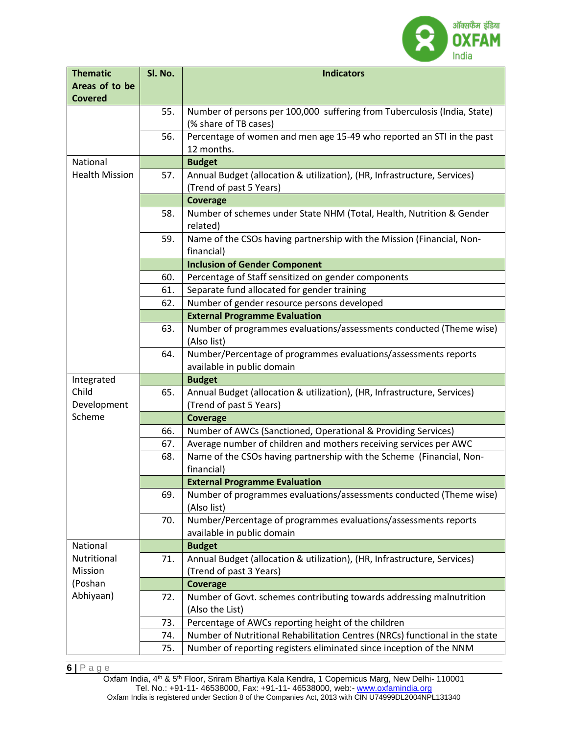| Thematic Areas of to be Covered | Sl. No. | Indicators |
|---|---|---|
| | 55. | Number of persons per 100,000 suffering from Tuberculosis (India, State) (% share of TB cases) |
| | 56. | Percentage of women and men age 15-49 who reported an STI in the past 12 months. |
| National Health Mission | | **Budget** |
| | 57. | Annual Budget (allocation & utilization), (HR, Infrastructure, Services) (Trend of past 5 Years) |
| | | **Coverage** |
| | 58. | Number of schemes under State NHM (Total, Health, Nutrition & Gender related) |
| | 59. | Name of the CSOs having partnership with the Mission (Financial, Non-financial) |
| | | **Inclusion of Gender Component** |
| | 60. | Percentage of Staff sensitized on gender components |
| | 61. | Separate fund allocated for gender training |
| | 62. | Number of gender resource persons developed |
| | | **External Programme Evaluation** |
| | 63. | Number of programmes evaluations/assessments conducted (Theme wise) (Also list) |
| | 64. | Number/Percentage of programmes evaluations/assessments reports available in public domain |
| Integrated Child Development Scheme | | **Budget** |
| | 65. | Annual Budget (allocation & utilization), (HR, Infrastructure, Services) (Trend of past 5 Years) |
| | | **Coverage** |
| | 66. | Number of AWCs (Sanctioned, Operational & Providing Services) |
| | 67. | Average number of children and mothers receiving services per AWC |
| | 68. | Name of the CSOs having partnership with the Scheme (Financial, Non-financial) |
| | | **External Programme Evaluation** |
| | 69. | Number of programmes evaluations/assessments conducted (Theme wise) (Also list) |
| | 70. | Number/Percentage of programmes evaluations/assessments reports available in public domain |
| National Nutritional Mission (Poshan Abhiyaan) | | **Budget** |
| | 71. | Annual Budget (allocation & utilization), (HR, Infrastructure, Services) (Trend of past 3 Years) |
| | | **Coverage** |
| | 72. | Number of Govt. schemes contributing towards addressing malnutrition (Also the List) |
| | 73. | Percentage of AWCs reporting height of the children |
| | 74. | Number of Nutritional Rehabilitation Centres (NRCs) functional in the state |
| | 75. | Number of reporting registers eliminated since inception of the NNM |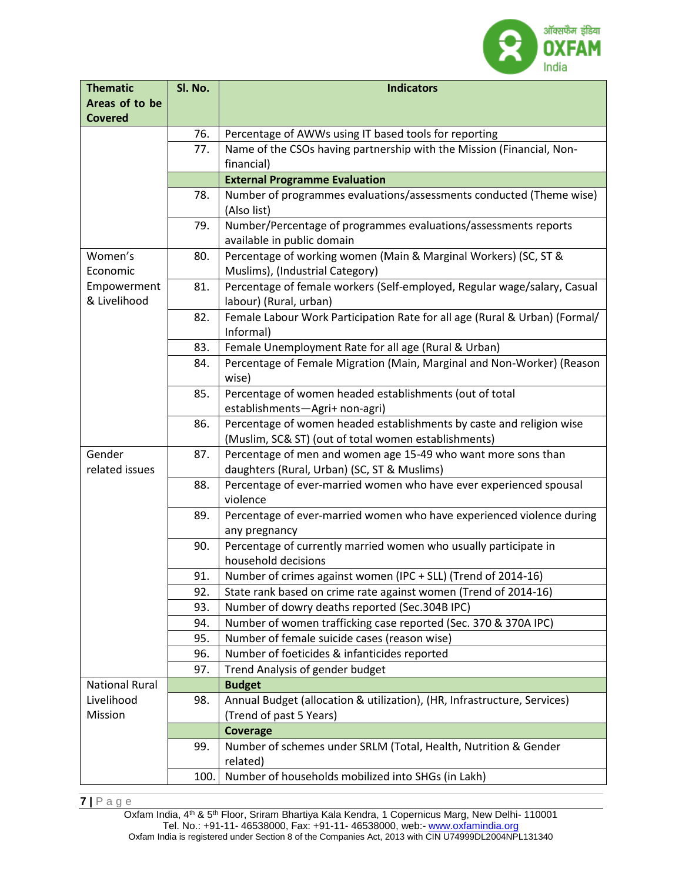| Thematic Areas of to be Covered | Sl. No. | Indicators |
|---|---|---|
| | 76. | Percentage of AWWs using IT based tools for reporting |
| | 77. | Name of the CSOs having partnership with the Mission (Financial, Non-financial) |
| | | **External Programme Evaluation** |
| | 78. | Number of programmes evaluations/assessments conducted (Theme wise) (Also list) |
| | 79. | Number/Percentage of programmes evaluations/assessments reports available in public domain |
| Women's Economic Empowerment & Livelihood | 80. | Percentage of working women (Main & Marginal Workers) (SC, ST & Muslims), (Industrial Category) |
| | 81. | Percentage of female workers (Self-employed, Regular wage/salary, Casual labour) (Rural, urban) |
| | 82. | Female Labour Work Participation Rate for all age (Rural & Urban) (Formal/ Informal) |
| | 83. | Female Unemployment Rate for all age (Rural & Urban) |
| | 84. | Percentage of Female Migration (Main, Marginal and Non-Worker) (Reason wise) |
| | 85. | Percentage of women headed establishments (out of total establishments—Agri+ non-agri) |
| | 86. | Percentage of women headed establishments by caste and religion wise (Muslim, SC& ST) (out of total women establishments) |
| Gender related issues | 87. | Percentage of men and women age 15-49 who want more sons than daughters (Rural, Urban) (SC, ST & Muslims) |
| | 88. | Percentage of ever-married women who have ever experienced spousal violence |
| | 89. | Percentage of ever-married women who have experienced violence during any pregnancy |
| | 90. | Percentage of currently married women who usually participate in household decisions |
| | 91. | Number of crimes against women (IPC + SLL) (Trend of 2014-16) |
| | 92. | State rank based on crime rate against women (Trend of 2014-16) |
| | 93. | Number of dowry deaths reported (Sec.304B IPC) |
| | 94. | Number of women trafficking case reported (Sec. 370 & 370A IPC) |
| | 95. | Number of female suicide cases (reason wise) |
| | 96. | Number of foeticides & infanticides reported |
| | 97. | Trend Analysis of gender budget |
| National Rural Livelihood Mission | | **Budget** |
| | 98. | Annual Budget (allocation & utilization), (HR, Infrastructure, Services) (Trend of past 5 Years) |
| | | **Coverage** |
| | 99. | Number of schemes under SRLM (Total, Health, Nutrition & Gender related) |
| | 100. | Number of households mobilized into SHGs (in Lakh) |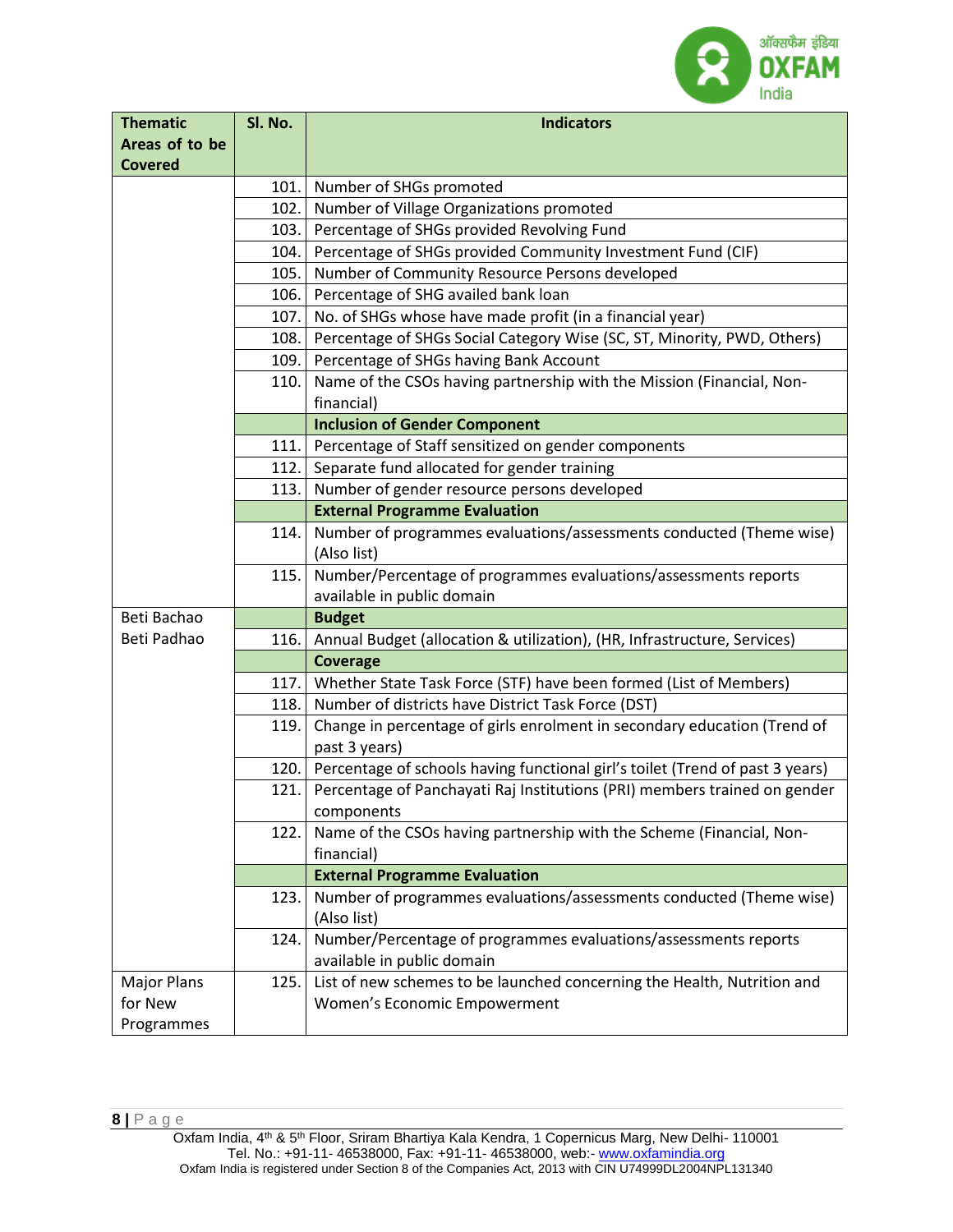| Thematic Areas of to be Covered | Sl. No. | Indicators |
|---|---|---|
| | 101. | Number of SHGs promoted |
| | 102. | Number of Village Organizations promoted |
| | 103. | Percentage of SHGs provided Revolving Fund |
| | 104. | Percentage of SHGs provided Community Investment Fund (CIF) |
| | 105. | Number of Community Resource Persons developed |
| | 106. | Percentage of SHG availed bank loan |
| | 107. | No. of SHGs whose have made profit (in a financial year) |
| | 108. | Percentage of SHGs Social Category Wise (SC, ST, Minority, PWD, Others) |
| | 109. | Percentage of SHGs having Bank Account |
| | 110. | Name of the CSOs having partnership with the Mission (Financial, Non-financial) |
| | | **Inclusion of Gender Component** |
| | 111. | Percentage of Staff sensitized on gender components |
| | 112. | Separate fund allocated for gender training |
| | 113. | Number of gender resource persons developed |
| | | **External Programme Evaluation** |
| | 114. | Number of programmes evaluations/assessments conducted (Theme wise) (Also list) |
| | 115. | Number/Percentage of programmes evaluations/assessments reports available in public domain |
| Beti Bachao Beti Padhao | | **Budget** |
| | 116. | Annual Budget (allocation & utilization), (HR, Infrastructure, Services) |
| | | **Coverage** |
| | 117. | Whether State Task Force (STF) have been formed (List of Members) |
| | 118. | Number of districts have District Task Force (DST) |
| | 119. | Change in percentage of girls enrolment in secondary education (Trend of past 3 years) |
| | 120. | Percentage of schools having functional girl's toilet (Trend of past 3 years) |
| | 121. | Percentage of Panchayati Raj Institutions (PRI) members trained on gender components |
| | 122. | Name of the CSOs having partnership with the Scheme (Financial, Non-financial) |
| | | **External Programme Evaluation** |
| | 123. | Number of programmes evaluations/assessments conducted (Theme wise) (Also list) |
| | 124. | Number/Percentage of programmes evaluations/assessments reports available in public domain |
| Major Plans for New Programmes | 125. | List of new schemes to be launched concerning the Health, Nutrition and Women's Economic Empowerment |